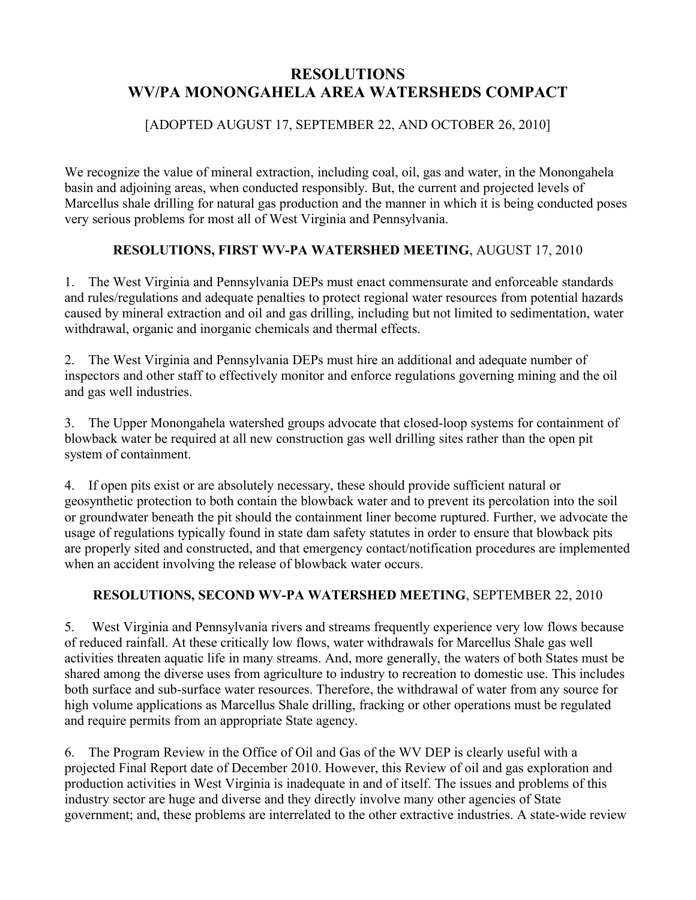# RESOLUTIONS
# WV/PA MONONGAHELA AREA WATERSHEDS COMPACT

[ADOPTED AUGUST 17, SEPTEMBER 22, AND OCTOBER 26, 2010]

We recognize the value of mineral extraction, including coal, oil, gas and water, in the Monongahela basin and adjoining areas, when conducted responsibly. But, the current and projected levels of Marcellus shale drilling for natural gas production and the manner in which it is being conducted poses very serious problems for most all of West Virginia and Pennsylvania.

## RESOLUTIONS, FIRST WV-PA WATERSHED MEETING, AUGUST 17, 2010

1. The West Virginia and Pennsylvania DEPs must enact commensurate and enforceable standards and rules/regulations and adequate penalties to protect regional water resources from potential hazards caused by mineral extraction and oil and gas drilling, including but not limited to sedimentation, water withdrawal, organic and inorganic chemicals and thermal effects.

2. The West Virginia and Pennsylvania DEPs must hire an additional and adequate number of inspectors and other staff to effectively monitor and enforce regulations governing mining and the oil and gas well industries.

3. The Upper Monongahela watershed groups advocate that closed-loop systems for containment of blowback water be required at all new construction gas well drilling sites rather than the open pit system of containment.

4. If open pits exist or are absolutely necessary, these should provide sufficient natural or geosynthetic protection to both contain the blowback water and to prevent its percolation into the soil or groundwater beneath the pit should the containment liner become ruptured. Further, we advocate the usage of regulations typically found in state dam safety statutes in order to ensure that blowback pits are properly sited and constructed, and that emergency contact/notification procedures are implemented when an accident involving the release of blowback water occurs.

## RESOLUTIONS, SECOND WV-PA WATERSHED MEETING, SEPTEMBER 22, 2010

5. West Virginia and Pennsylvania rivers and streams frequently experience very low flows because of reduced rainfall. At these critically low flows, water withdrawals for Marcellus Shale gas well activities threaten aquatic life in many streams. And, more generally, the waters of both States must be shared among the diverse uses from agriculture to industry to recreation to domestic use. This includes both surface and sub-surface water resources. Therefore, the withdrawal of water from any source for high volume applications as Marcellus Shale drilling, fracking or other operations must be regulated and require permits from an appropriate State agency.

6. The Program Review in the Office of Oil and Gas of the WV DEP is clearly useful with a projected Final Report date of December 2010. However, this Review of oil and gas exploration and production activities in West Virginia is inadequate in and of itself. The issues and problems of this industry sector are huge and diverse and they directly involve many other agencies of State government; and, these problems are interrelated to the other extractive industries. A state-wide review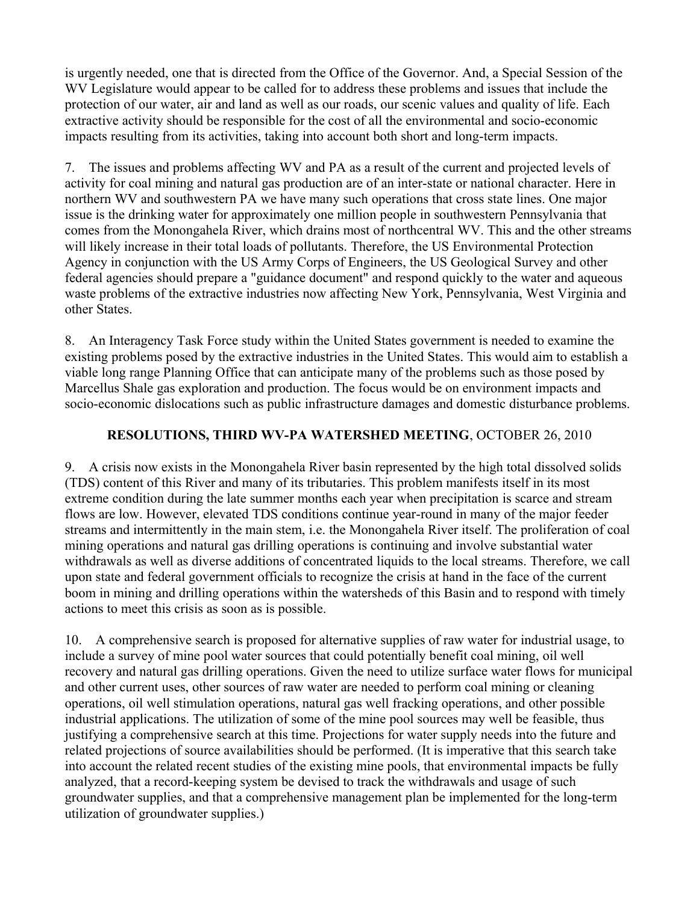is urgently needed, one that is directed from the Office of the Governor. And, a Special Session of the WV Legislature would appear to be called for to address these problems and issues that include the protection of our water, air and land as well as our roads, our scenic values and quality of life. Each extractive activity should be responsible for the cost of all the environmental and socio-economic impacts resulting from its activities, taking into account both short and long-term impacts.

7. The issues and problems affecting WV and PA as a result of the current and projected levels of activity for coal mining and natural gas production are of an inter-state or national character. Here in northern WV and southwestern PA we have many such operations that cross state lines. One major issue is the drinking water for approximately one million people in southwestern Pennsylvania that comes from the Monongahela River, which drains most of northcentral WV. This and the other streams will likely increase in their total loads of pollutants. Therefore, the US Environmental Protection Agency in conjunction with the US Army Corps of Engineers, the US Geological Survey and other federal agencies should prepare a "guidance document" and respond quickly to the water and aqueous waste problems of the extractive industries now affecting New York, Pennsylvania, West Virginia and other States.

8. An Interagency Task Force study within the United States government is needed to examine the existing problems posed by the extractive industries in the United States. This would aim to establish a viable long range Planning Office that can anticipate many of the problems such as those posed by Marcellus Shale gas exploration and production. The focus would be on environment impacts and socio-economic dislocations such as public infrastructure damages and domestic disturbance problems.

## **RESOLUTIONS, THIRD WV-PA WATERSHED MEETING**, OCTOBER 26, 2010

9. A crisis now exists in the Monongahela River basin represented by the high total dissolved solids (TDS) content of this River and many of its tributaries. This problem manifests itself in its most extreme condition during the late summer months each year when precipitation is scarce and stream flows are low. However, elevated TDS conditions continue year-round in many of the major feeder streams and intermittently in the main stem, i.e. the Monongahela River itself. The proliferation of coal mining operations and natural gas drilling operations is continuing and involve substantial water withdrawals as well as diverse additions of concentrated liquids to the local streams. Therefore, we call upon state and federal government officials to recognize the crisis at hand in the face of the current boom in mining and drilling operations within the watersheds of this Basin and to respond with timely actions to meet this crisis as soon as is possible.

10. A comprehensive search is proposed for alternative supplies of raw water for industrial usage, to include a survey of mine pool water sources that could potentially benefit coal mining, oil well recovery and natural gas drilling operations. Given the need to utilize surface water flows for municipal and other current uses, other sources of raw water are needed to perform coal mining or cleaning operations, oil well stimulation operations, natural gas well fracking operations, and other possible industrial applications. The utilization of some of the mine pool sources may well be feasible, thus justifying a comprehensive search at this time. Projections for water supply needs into the future and related projections of source availabilities should be performed. (It is imperative that this search take into account the related recent studies of the existing mine pools, that environmental impacts be fully analyzed, that a record-keeping system be devised to track the withdrawals and usage of such groundwater supplies, and that a comprehensive management plan be implemented for the long-term utilization of groundwater supplies.)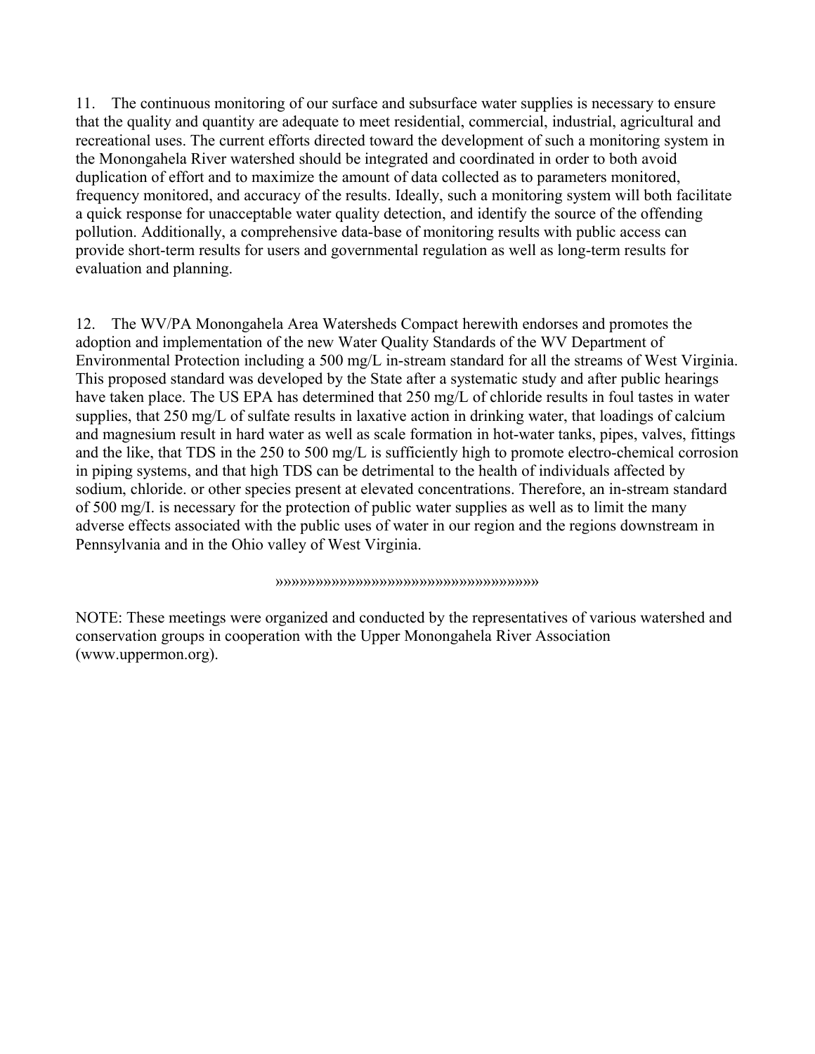11. The continuous monitoring of our surface and subsurface water supplies is necessary to ensure that the quality and quantity are adequate to meet residential, commercial, industrial, agricultural and recreational uses. The current efforts directed toward the development of such a monitoring system in the Monongahela River watershed should be integrated and coordinated in order to both avoid duplication of effort and to maximize the amount of data collected as to parameters monitored, frequency monitored, and accuracy of the results. Ideally, such a monitoring system will both facilitate a quick response for unacceptable water quality detection, and identify the source of the offending pollution. Additionally, a comprehensive data-base of monitoring results with public access can provide short-term results for users and governmental regulation as well as long-term results for evaluation and planning.

12. The WV/PA Monongahela Area Watersheds Compact herewith endorses and promotes the adoption and implementation of the new Water Quality Standards of the WV Department of Environmental Protection including a 500 mg/L in-stream standard for all the streams of West Virginia. This proposed standard was developed by the State after a systematic study and after public hearings have taken place. The US EPA has determined that 250 mg/L of chloride results in foul tastes in water supplies, that 250 mg/L of sulfate results in laxative action in drinking water, that loadings of calcium and magnesium result in hard water as well as scale formation in hot-water tanks, pipes, valves, fittings and the like, that TDS in the 250 to 500 mg/L is sufficiently high to promote electro-chemical corrosion in piping systems, and that high TDS can be detrimental to the health of individuals affected by sodium, chloride. or other species present at elevated concentrations. Therefore, an in-stream standard of 500 mg/I. is necessary for the protection of public water supplies as well as to limit the many adverse effects associated with the public uses of water in our region and the regions downstream in Pennsylvania and in the Ohio valley of West Virginia.

»»»»»»»»»»»»»»»»»»»»»»»»»»»»»»»»»»»»»»»»»»»»»»»»

NOTE: These meetings were organized and conducted by the representatives of various watershed and conservation groups in cooperation with the Upper Monongahela River Association (www.uppermon.org).